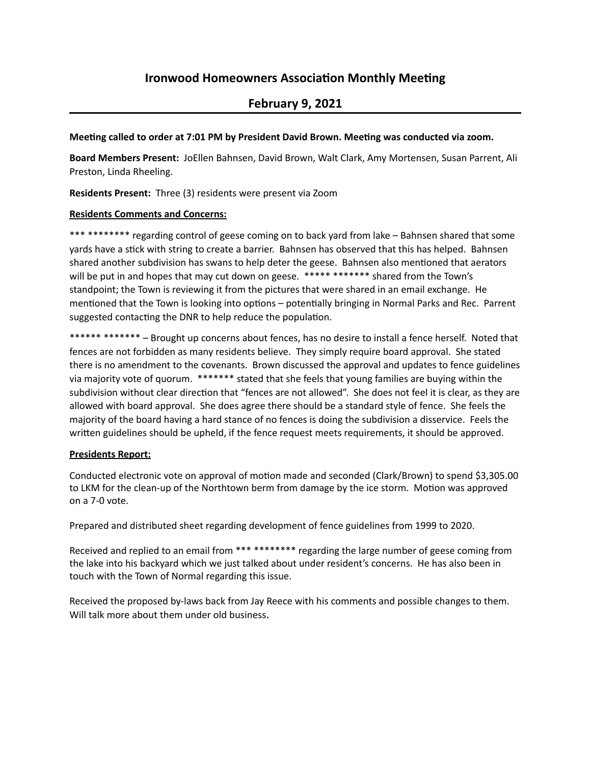# Ironwood Homeowners Association Monthly Meeting

## February 9, 2021

**Meeting called to order at 7:01 PM by President David Brown. Meeting was conducted via zoom.**

**Board Members Present:** JoEllen Bahnsen, David Brown, Walt Clark, Amy Mortensen, Susan Parrent, Ali Preston, Linda Rheeling.

**Residents Present:** Three (3) residents were present via Zoom

**Residents Comments and Concerns:**

*** ******** regarding control of geese coming on to back yard from lake – Bahnsen shared that some yards have a stick with string to create a barrier. Bahnsen has observed that this has helped. Bahnsen shared another subdivision has swans to help deter the geese. Bahnsen also mentioned that aerators will be put in and hopes that may cut down on geese. ***** ******* shared from the Town's standpoint; the Town is reviewing it from the pictures that were shared in an email exchange. He mentioned that the Town is looking into options – potentially bringing in Normal Parks and Rec. Parrent suggested contacting the DNR to help reduce the population.

****** ******* – Brought up concerns about fences, has no desire to install a fence herself. Noted that fences are not forbidden as many residents believe. They simply require board approval. She stated there is no amendment to the covenants. Brown discussed the approval and updates to fence guidelines via majority vote of quorum. ******* stated that she feels that young families are buying within the subdivision without clear direction that "fences are not allowed". She does not feel it is clear, as they are allowed with board approval. She does agree there should be a standard style of fence. She feels the majority of the board having a hard stance of no fences is doing the subdivision a disservice. Feels the written guidelines should be upheld, if the fence request meets requirements, it should be approved.

**Presidents Report:**

Conducted electronic vote on approval of motion made and seconded (Clark/Brown) to spend $3,305.00 to LKM for the clean-up of the Northtown berm from damage by the ice storm. Motion was approved on a 7-0 vote.

Prepared and distributed sheet regarding development of fence guidelines from 1999 to 2020.

Received and replied to an email from *** ******** regarding the large number of geese coming from the lake into his backyard which we just talked about under resident's concerns. He has also been in touch with the Town of Normal regarding this issue.

Received the proposed by-laws back from Jay Reece with his comments and possible changes to them. Will talk more about them under old business.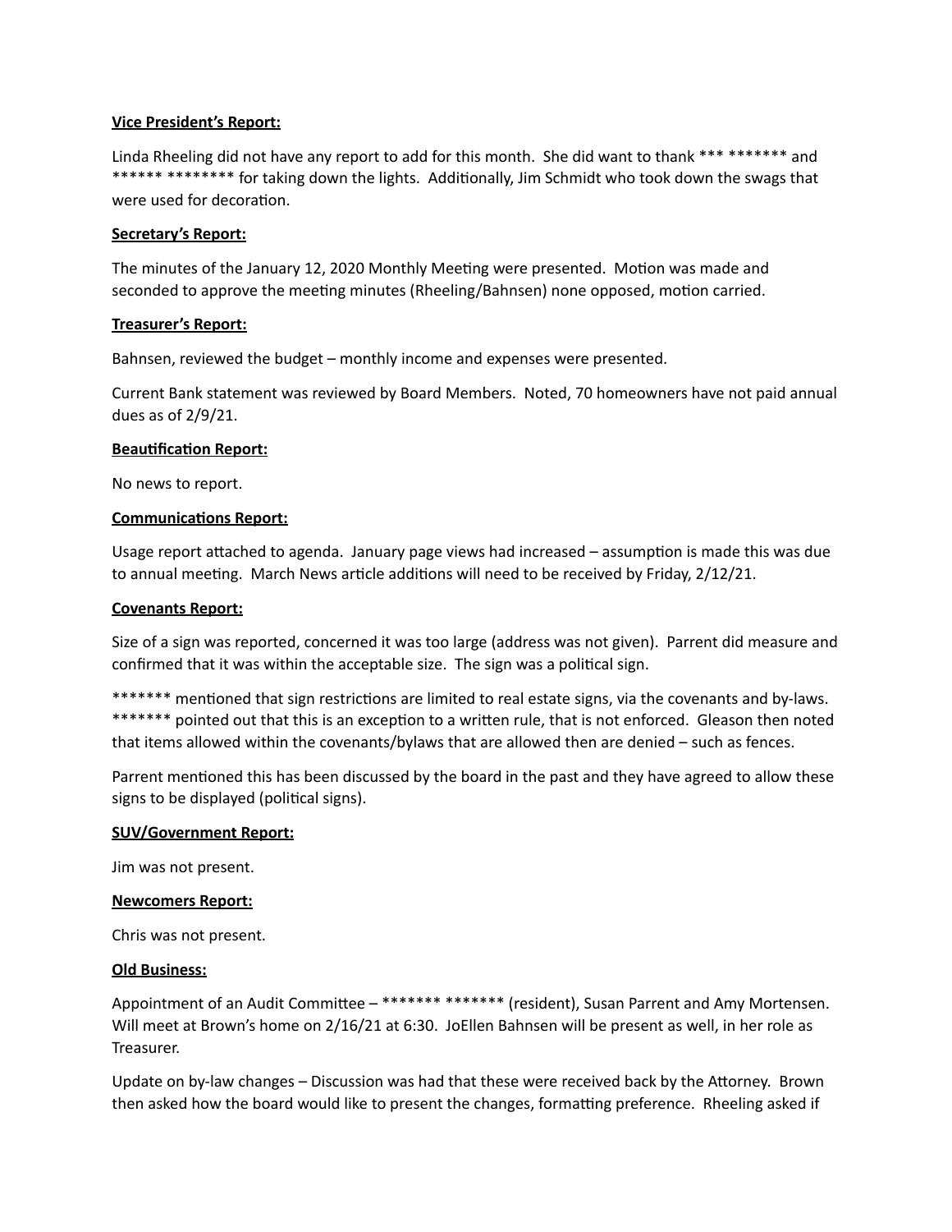**Vice President's Report:**

Linda Rheeling did not have any report to add for this month. She did want to thank *** ******* and ****** ******** for taking down the lights. Additionally, Jim Schmidt who took down the swags that were used for decoration.

**Secretary's Report:**

The minutes of the January 12, 2020 Monthly Meeting were presented. Motion was made and seconded to approve the meeting minutes (Rheeling/Bahnsen) none opposed, motion carried.

**Treasurer's Report:**

Bahnsen, reviewed the budget – monthly income and expenses were presented.

Current Bank statement was reviewed by Board Members. Noted, 70 homeowners have not paid annual dues as of 2/9/21.

**Beautification Report:**

No news to report.

**Communications Report:**

Usage report attached to agenda. January page views had increased – assumption is made this was due to annual meeting. March News article additions will need to be received by Friday, 2/12/21.

**Covenants Report:**

Size of a sign was reported, concerned it was too large (address was not given). Parrent did measure and confirmed that it was within the acceptable size. The sign was a political sign.

******* mentioned that sign restrictions are limited to real estate signs, via the covenants and by-laws. ******* pointed out that this is an exception to a written rule, that is not enforced. Gleason then noted that items allowed within the covenants/bylaws that are allowed then are denied – such as fences.

Parrent mentioned this has been discussed by the board in the past and they have agreed to allow these signs to be displayed (political signs).

**SUV/Government Report:**

Jim was not present.

**Newcomers Report:**

Chris was not present.

**Old Business:**

Appointment of an Audit Committee – ******* ******* (resident), Susan Parrent and Amy Mortensen. Will meet at Brown's home on 2/16/21 at 6:30. JoEllen Bahnsen will be present as well, in her role as Treasurer.

Update on by-law changes – Discussion was had that these were received back by the Attorney. Brown then asked how the board would like to present the changes, formatting preference. Rheeling asked if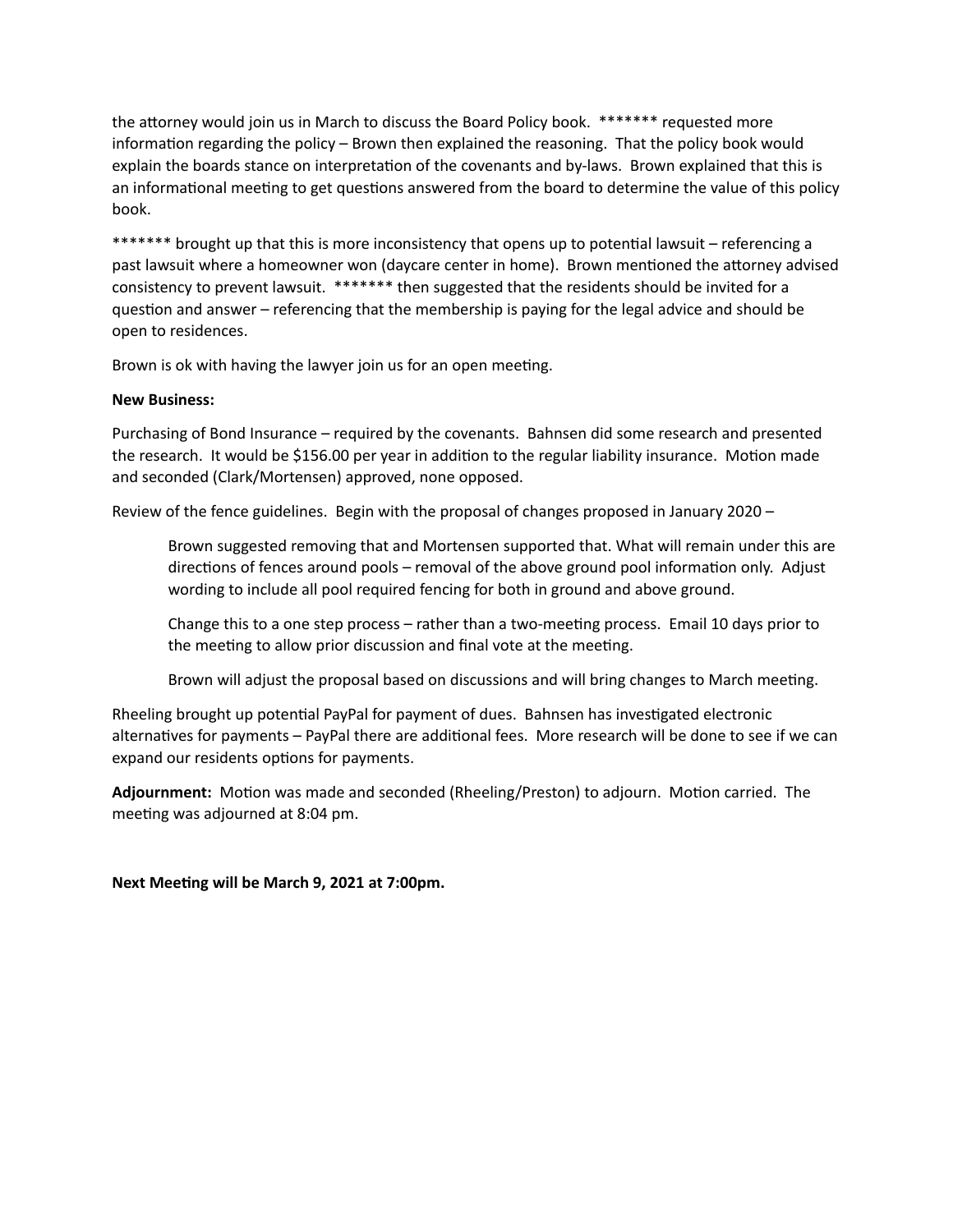the attorney would join us in March to discuss the Board Policy book. ******* requested more information regarding the policy – Brown then explained the reasoning. That the policy book would explain the boards stance on interpretation of the covenants and by-laws. Brown explained that this is an informational meeting to get questions answered from the board to determine the value of this policy book.

******* brought up that this is more inconsistency that opens up to potential lawsuit – referencing a past lawsuit where a homeowner won (daycare center in home). Brown mentioned the attorney advised consistency to prevent lawsuit. ******* then suggested that the residents should be invited for a question and answer – referencing that the membership is paying for the legal advice and should be open to residences.

Brown is ok with having the lawyer join us for an open meeting.

**New Business:**

Purchasing of Bond Insurance – required by the covenants. Bahnsen did some research and presented the research. It would be $156.00 per year in addition to the regular liability insurance. Motion made and seconded (Clark/Mortensen) approved, none opposed.

Review of the fence guidelines. Begin with the proposal of changes proposed in January 2020 –

> Brown suggested removing that and Mortensen supported that. What will remain under this are directions of fences around pools – removal of the above ground pool information only. Adjust wording to include all pool required fencing for both in ground and above ground.
>
> Change this to a one step process – rather than a two-meeting process. Email 10 days prior to the meeting to allow prior discussion and final vote at the meeting.
>
> Brown will adjust the proposal based on discussions and will bring changes to March meeting.

Rheeling brought up potential PayPal for payment of dues. Bahnsen has investigated electronic alternatives for payments – PayPal there are additional fees. More research will be done to see if we can expand our residents options for payments.

**Adjournment:** Motion was made and seconded (Rheeling/Preston) to adjourn. Motion carried. The meeting was adjourned at 8:04 pm.

**Next Meeting will be March 9, 2021 at 7:00pm.**